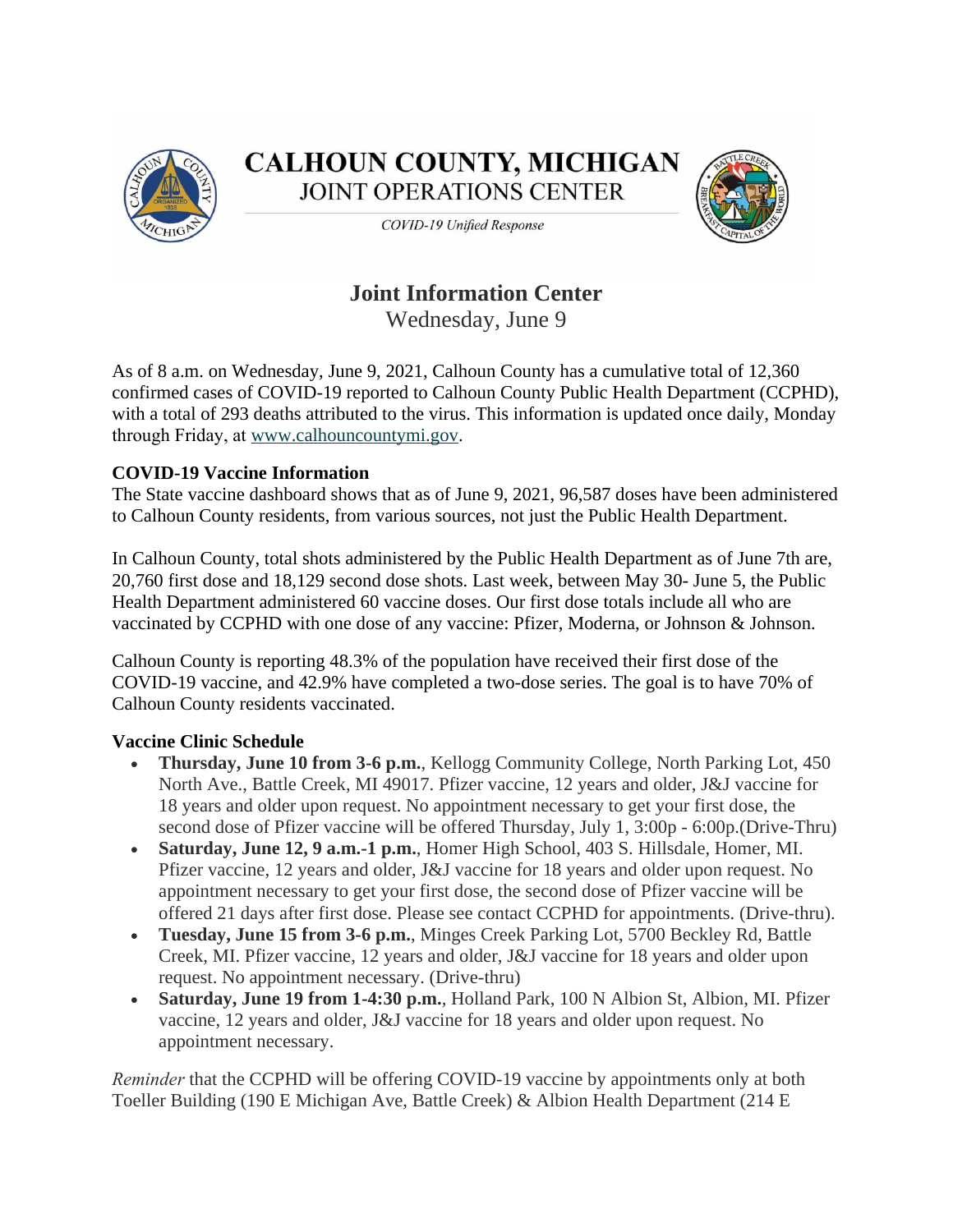# CALHOUN COUNTY, MICHIGAN

## JOINT OPERATIONS CENTER

*COVID-19 Unified Response*

## Joint Information Center

Wednesday, June 9

As of 8 a.m. on Wednesday, June 9, 2021, Calhoun County has a cumulative total of 12,360 confirmed cases of COVID-19 reported to Calhoun County Public Health Department (CCPHD), with a total of 293 deaths attributed to the virus. This information is updated once daily, Monday through Friday, at www.calhouncountymi.gov.

**COVID-19 Vaccine Information**

The State vaccine dashboard shows that as of June 9, 2021, 96,587 doses have been administered to Calhoun County residents, from various sources, not just the Public Health Department.

In Calhoun County, total shots administered by the Public Health Department as of June 7th are, 20,760 first dose and 18,129 second dose shots. Last week, between May 30- June 5, the Public Health Department administered 60 vaccine doses. Our first dose totals include all who are vaccinated by CCPHD with one dose of any vaccine: Pfizer, Moderna, or Johnson & Johnson.

Calhoun County is reporting 48.3% of the population have received their first dose of the COVID-19 vaccine, and 42.9% have completed a two-dose series. The goal is to have 70% of Calhoun County residents vaccinated.

**Vaccine Clinic Schedule**

- **Thursday, June 10 from 3-6 p.m.**, Kellogg Community College, North Parking Lot, 450 North Ave., Battle Creek, MI 49017. Pfizer vaccine, 12 years and older, J&J vaccine for 18 years and older upon request. No appointment necessary to get your first dose, the second dose of Pfizer vaccine will be offered Thursday, July 1, 3:00p - 6:00p.(Drive-Thru)
- **Saturday, June 12, 9 a.m.-1 p.m.**, Homer High School, 403 S. Hillsdale, Homer, MI. Pfizer vaccine, 12 years and older, J&J vaccine for 18 years and older upon request. No appointment necessary to get your first dose, the second dose of Pfizer vaccine will be offered 21 days after first dose. Please see contact CCPHD for appointments. (Drive-thru).
- **Tuesday, June 15 from 3-6 p.m.**, Minges Creek Parking Lot, 5700 Beckley Rd, Battle Creek, MI. Pfizer vaccine, 12 years and older, J&J vaccine for 18 years and older upon request. No appointment necessary. (Drive-thru)
- **Saturday, June 19 from 1-4:30 p.m.**, Holland Park, 100 N Albion St, Albion, MI. Pfizer vaccine, 12 years and older, J&J vaccine for 18 years and older upon request. No appointment necessary.

*Reminder* that the CCPHD will be offering COVID-19 vaccine by appointments only at both Toeller Building (190 E Michigan Ave, Battle Creek) & Albion Health Department (214 E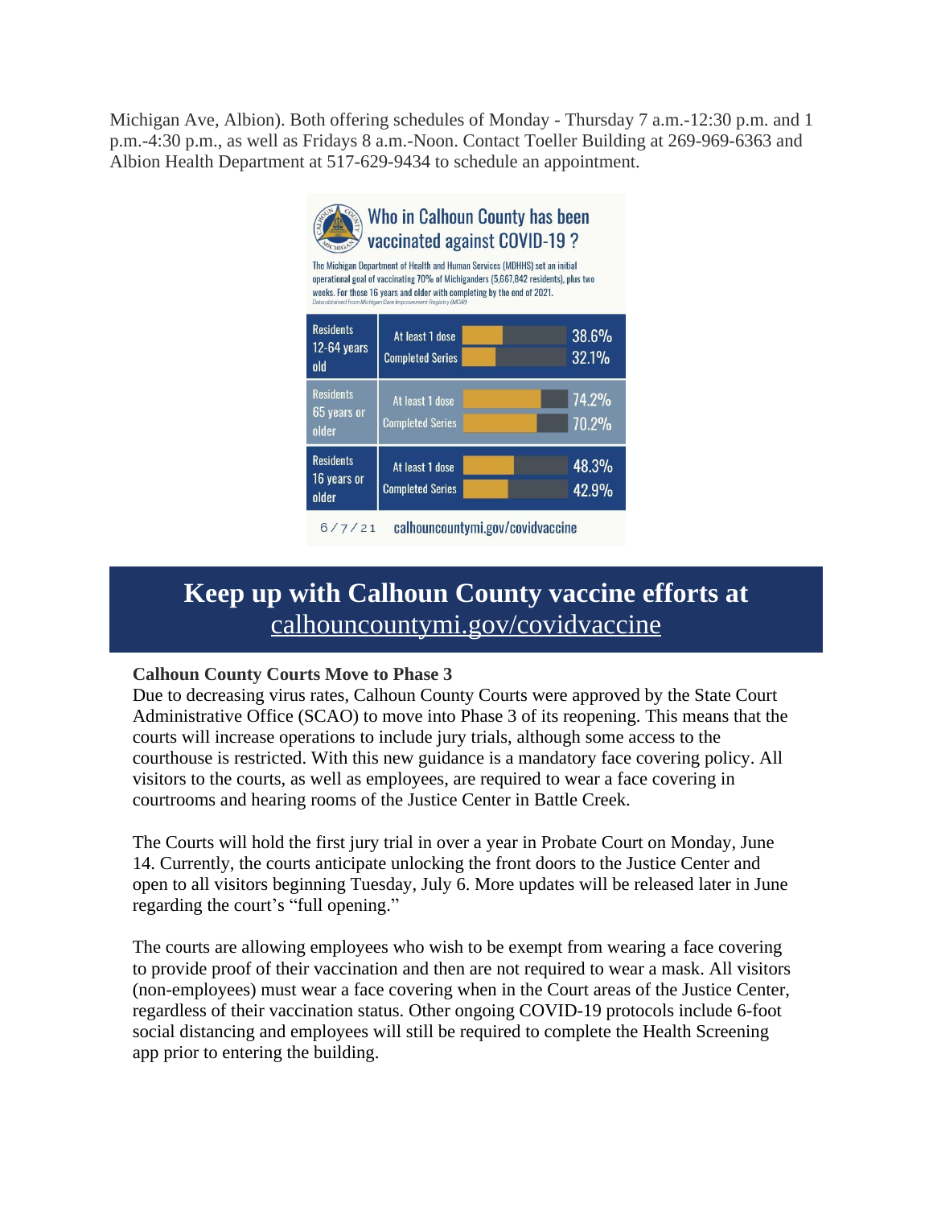Michigan Ave, Albion). Both offering schedules of Monday - Thursday 7 a.m.-12:30 p.m. and 1 p.m.-4:30 p.m., as well as Fridays 8 a.m.-Noon. Contact Toeller Building at 269-969-6363 and Albion Health Department at 517-629-9434 to schedule an appointment.

## Who in Calhoun County has been vaccinated against COVID-19 ?

The Michigan Department of Health and Human Services (MDHHS) set an initial operational goal of vaccinating 70% of Michiganders (5,667,842 residents), plus two weeks. For those 16 years and older with completing by the end of 2021.

Data obtained from Michigan Care Improvement Registry (MCIR)

| | | |
|---|---|---|
| Residents 12-64 years old | At least 1 dose | 38.6% |
| | Completed Series | 32.1% |
| Residents 65 years or older | At least 1 dose | 74.2% |
| | Completed Series | 70.2% |
| Residents 16 years or older | At least 1 dose | 48.3% |
| | Completed Series | 42.9% |

6/7/21 calhouncountymi.gov/covidvaccine

## Keep up with Calhoun County vaccine efforts at calhouncountymi.gov/covidvaccine

**Calhoun County Courts Move to Phase 3**

Due to decreasing virus rates, Calhoun County Courts were approved by the State Court Administrative Office (SCAO) to move into Phase 3 of its reopening. This means that the courts will increase operations to include jury trials, although some access to the courthouse is restricted. With this new guidance is a mandatory face covering policy. All visitors to the courts, as well as employees, are required to wear a face covering in courtrooms and hearing rooms of the Justice Center in Battle Creek.

The Courts will hold the first jury trial in over a year in Probate Court on Monday, June 14. Currently, the courts anticipate unlocking the front doors to the Justice Center and open to all visitors beginning Tuesday, July 6. More updates will be released later in June regarding the court's "full opening."

The courts are allowing employees who wish to be exempt from wearing a face covering to provide proof of their vaccination and then are not required to wear a mask. All visitors (non-employees) must wear a face covering when in the Court areas of the Justice Center, regardless of their vaccination status. Other ongoing COVID-19 protocols include 6-foot social distancing and employees will still be required to complete the Health Screening app prior to entering the building.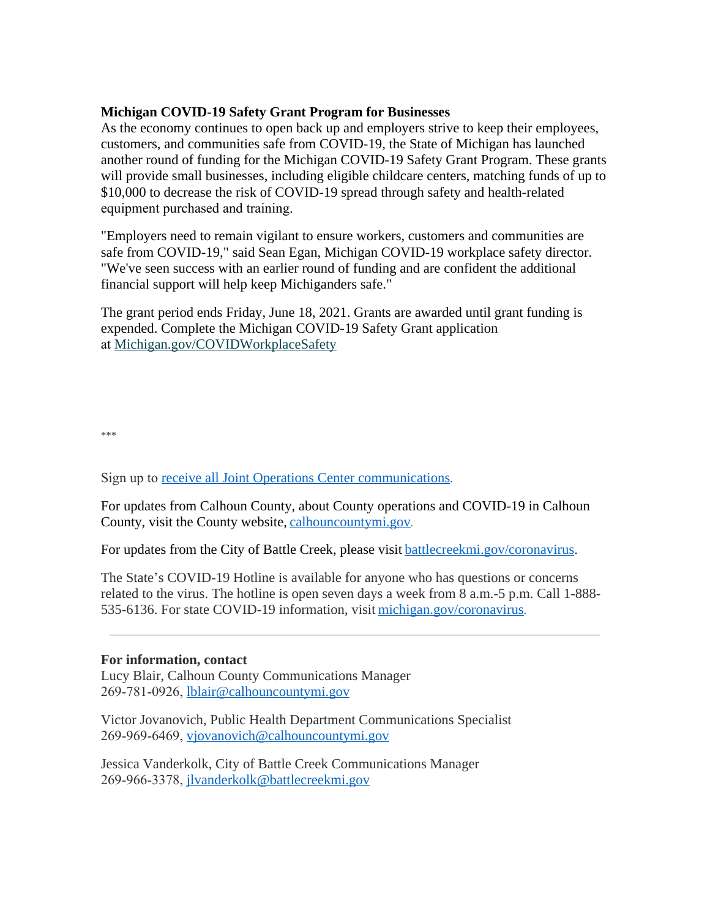**Michigan COVID-19 Safety Grant Program for Businesses**

As the economy continues to open back up and employers strive to keep their employees, customers, and communities safe from COVID-19, the State of Michigan has launched another round of funding for the Michigan COVID-19 Safety Grant Program. These grants will provide small businesses, including eligible childcare centers, matching funds of up to $10,000 to decrease the risk of COVID-19 spread through safety and health-related equipment purchased and training.

"Employers need to remain vigilant to ensure workers, customers and communities are safe from COVID-19," said Sean Egan, Michigan COVID-19 workplace safety director. "We've seen success with an earlier round of funding and are confident the additional financial support will help keep Michiganders safe."

The grant period ends Friday, June 18, 2021. Grants are awarded until grant funding is expended. Complete the Michigan COVID-19 Safety Grant application at [Michigan.gov/COVIDWorkplaceSafety](Michigan.gov/COVIDWorkplaceSafety)

***

Sign up to [receive all Joint Operations Center communications](#).

For updates from Calhoun County, about County operations and COVID-19 in Calhoun County, visit the County website, [calhouncountymi.gov](calhouncountymi.gov).

For updates from the City of Battle Creek, please visit [battlecreekmi.gov/coronavirus](battlecreekmi.gov/coronavirus).

The State's COVID-19 Hotline is available for anyone who has questions or concerns related to the virus. The hotline is open seven days a week from 8 a.m.-5 p.m. Call 1-888-535-6136. For state COVID-19 information, visit [michigan.gov/coronavirus](michigan.gov/coronavirus).

---

**For information, contact**

Lucy Blair, Calhoun County Communications Manager
269-781-0926, lblair@calhouncountymi.gov

Victor Jovanovich, Public Health Department Communications Specialist
269-969-6469, vjovanovich@calhouncountymi.gov

Jessica Vanderkolk, City of Battle Creek Communications Manager
269-966-3378, jlvanderkolk@battlecreekmi.gov